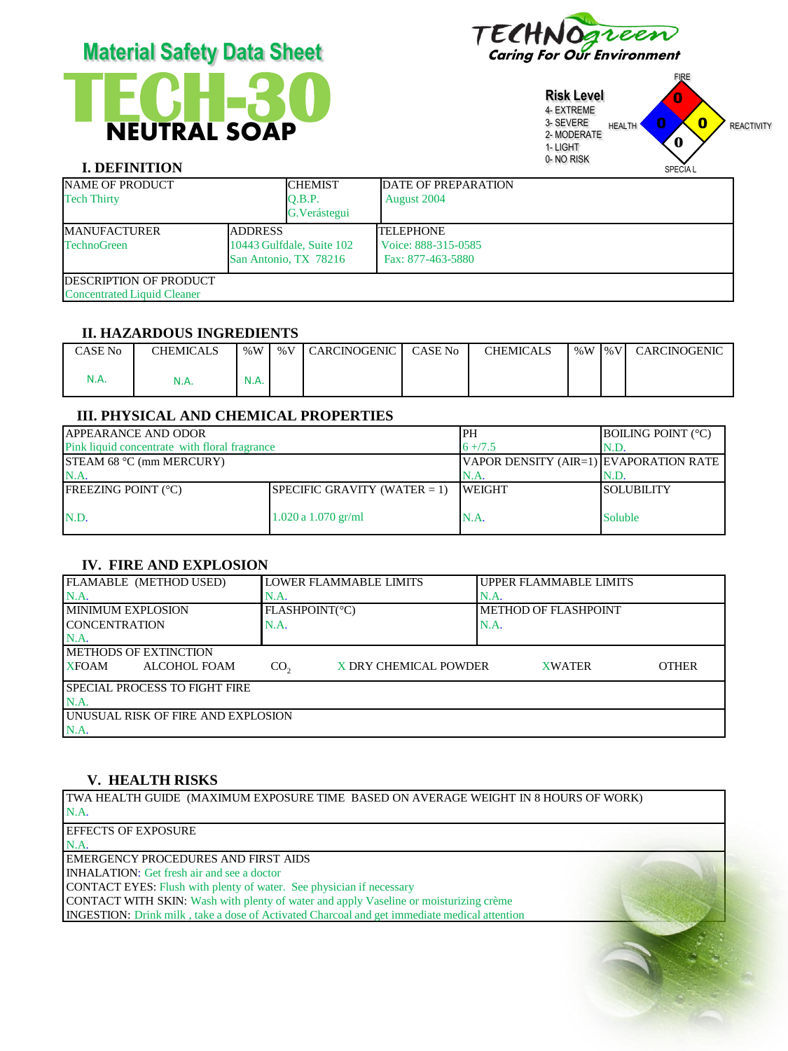# Material Safety Data Sheet

# TECH-30

## NEUTRAL SOAP

TECHNOgreen
Caring For Our Environment

**Risk Level**
4- EXTREME
3- SEVERE
2- MODERATE
1- LIGHT
0- NO RISK

FIRE: 0
HEALTH: 0
REACTIVITY: 0
SPECIAL: 0

## I. DEFINITION

| NAME OF PRODUCT | CHEMIST | DATE OF PREPARATION |
|---|---|---|
| Tech Thirty | Q.B.P. G.Verástegui | August 2004 |

| MANUFACTURER | ADDRESS | TELEPHONE |
|---|---|---|
| TechnoGreen | 10443 Gulfdale, Suite 102 San Antonio, TX 78216 | Voice: 888-315-0585 Fax: 877-463-5880 |

DESCRIPTION OF PRODUCT
Concentrated Liquid Cleaner

## II. HAZARDOUS INGREDIENTS

| CASE No | CHEMICALS | %W | %V | CARCINOGENIC | CASE No | CHEMICALS | %W | %V | CARCINOGENIC |
|---|---|---|---|---|---|---|---|---|---|
| N.A. | N.A. | N.A. | | | | | | | |

## III. PHYSICAL AND CHEMICAL PROPERTIES

| APPEARANCE AND ODOR | | PH | BOILING POINT (°C) |
|---|---|---|---|
| Pink liquid concentrate with floral fragrance | | 6 +/7.5 | N.D. |
| STEAM 68 °C (mm MERCURY) | | VAPOR DENSITY (AIR=1) | EVAPORATION RATE |
| N.A. | | N.A. | N.D. |
| FREEZING POINT (°C) | SPECIFIC GRAVITY (WATER = 1) | WEIGHT | SOLUBILITY |
| N.D. | 1.020 a 1.070 gr/ml | N.A. | Soluble |

## IV. FIRE AND EXPLOSION

| FLAMABLE (METHOD USED) | LOWER FLAMMABLE LIMITS | UPPER FLAMMABLE LIMITS |
|---|---|---|
| N.A. | N.A. | N.A. |
| MINIMUM EXPLOSION CONCENTRATION | FLASHPOINT(°C) | METHOD OF FLASHPOINT |
| N.A. | N.A. | N.A. |

METHODS OF EXTINCTION
X FOAM    ALCOHOL FOAM    $CO_2$    X DRY CHEMICAL POWDER    X WATER    OTHER

SPECIAL PROCESS TO FIGHT FIRE
N.A.

UNUSUAL RISK OF FIRE AND EXPLOSION
N.A.

## V. HEALTH RISKS

TWA HEALTH GUIDE (MAXIMUM EXPOSURE TIME BASED ON AVERAGE WEIGHT IN 8 HOURS OF WORK)
N.A.

EFFECTS OF EXPOSURE
N.A.

EMERGENCY PROCEDURES AND FIRST AIDS
INHALATION: Get fresh air and see a doctor
CONTACT EYES: Flush with plenty of water. See physician if necessary
CONTACT WITH SKIN: Wash with plenty of water and apply Vaseline or moisturizing crème
INGESTION: Drink milk , take a dose of Activated Charcoal and get immediate medical attention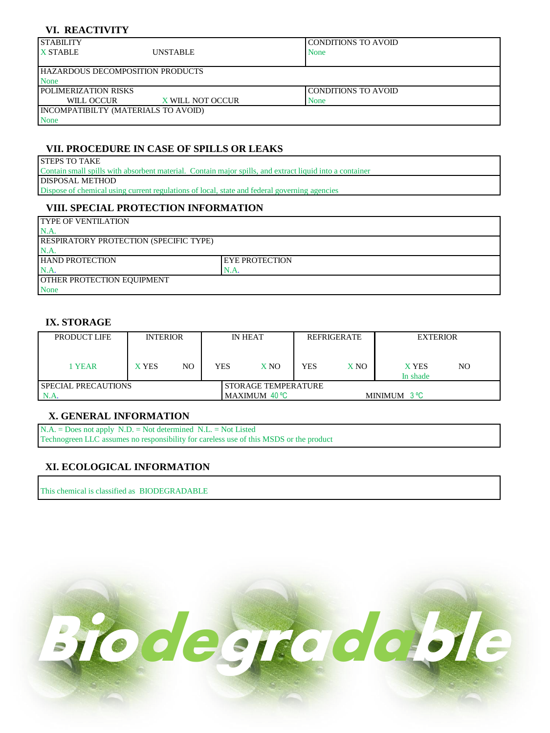## VI. REACTIVITY

| | | |
|---|---|---|
| STABILITY<br>X STABLE UNSTABLE | | CONDITIONS TO AVOID<br>None |
| HAZARDOUS DECOMPOSITION PRODUCTS<br>None | | |
| POLIMERIZATION RISKS<br>WILL OCCUR | X WILL NOT OCCUR | CONDITIONS TO AVOID<br>None |
| INCOMPATIBILTY (MATERIALS TO AVOID)<br>None | | |

## VII. PROCEDURE IN CASE OF SPILLS OR LEAKS

| |
|---|
| STEPS TO TAKE<br>Contain small spills with absorbent material. Contain major spills, and extract liquid into a container |
| DISPOSAL METHOD<br>Dispose of chemical using current regulations of local, state and federal governing agencies |

## VIII. SPECIAL PROTECTION INFORMATION

| | |
|---|---|
| TYPE OF VENTILATION<br>N.A. | |
| RESPIRATORY PROTECTION (SPECIFIC TYPE)<br>N.A. | |
| HAND PROTECTION<br>N.A. | EYE PROTECTION<br>N.A. |
| OTHER PROTECTION EQUIPMENT<br>None | |

## IX. STORAGE

| PRODUCT LIFE | INTERIOR | | IN HEAT | | REFRIGERATE | | EXTERIOR | |
|---|---|---|---|---|---|---|---|---|
| 1 YEAR | X YES | NO | YES | X NO | YES | X NO | X YES<br>In shade | NO |

| SPECIAL PRECAUTIONS | STORAGE TEMPERATURE | |
|---|---|---|
| N.A. | MAXIMUM 40 ℃ | MINIMUM 3 ℃ |

## X. GENERAL INFORMATION

N.A. = Does not apply N.D. = Not determined N.L. = Not Listed
Technogreen LLC assumes no responsibility for careless use of this MSDS or the product

## XI. ECOLOGICAL INFORMATION

This chemical is classified as BIODEGRADABLE

Biodegradable